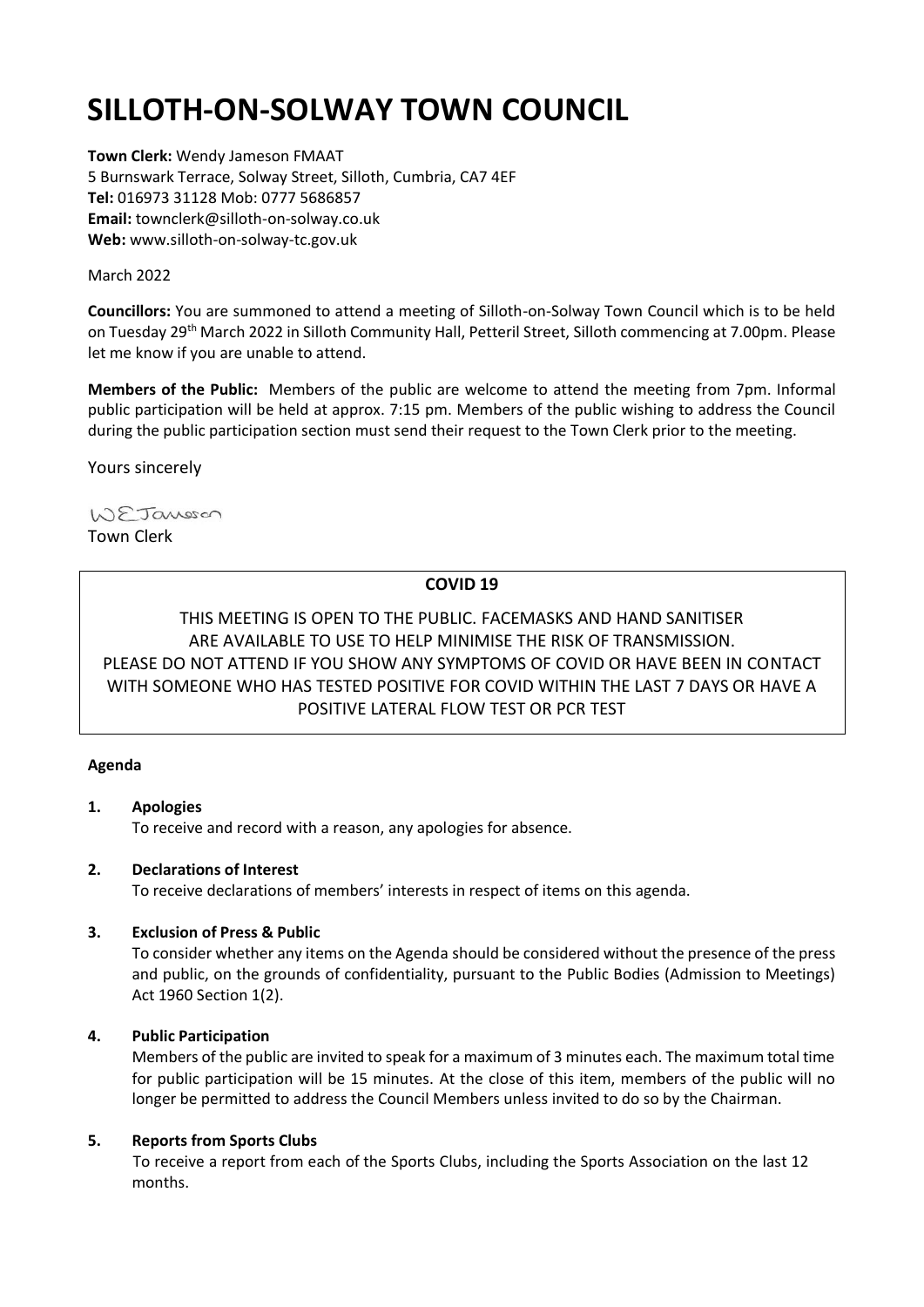# SILLOTH-ON-SOLWAY TOWN COUNCIL

**Town Clerk:** Wendy Jameson FMAAT
5 Burnswark Terrace, Solway Street, Silloth, Cumbria, CA7 4EF
**Tel:** 016973 31128 Mob: 0777 5686857
**Email:** townclerk@silloth-on-solway.co.uk
**Web:** www.silloth-on-solway-tc.gov.uk

March 2022

**Councillors:** You are summoned to attend a meeting of Silloth-on-Solway Town Council which is to be held on Tuesday 29th March 2022 in Silloth Community Hall, Petteril Street, Silloth commencing at 7.00pm. Please let me know if you are unable to attend.

**Members of the Public:** Members of the public are welcome to attend the meeting from 7pm. Informal public participation will be held at approx. 7:15 pm. Members of the public wishing to address the Council during the public participation section must send their request to the Town Clerk prior to the meeting.

Yours sincerely

WEJameson
Town Clerk

**COVID 19**

THIS MEETING IS OPEN TO THE PUBLIC. FACEMASKS AND HAND SANITISER ARE AVAILABLE TO USE TO HELP MINIMISE THE RISK OF TRANSMISSION.
PLEASE DO NOT ATTEND IF YOU SHOW ANY SYMPTOMS OF COVID OR HAVE BEEN IN CONTACT WITH SOMEONE WHO HAS TESTED POSITIVE FOR COVID WITHIN THE LAST 7 DAYS OR HAVE A POSITIVE LATERAL FLOW TEST OR PCR TEST

**Agenda**

1. **Apologies**
   To receive and record with a reason, any apologies for absence.

2. **Declarations of Interest**
   To receive declarations of members' interests in respect of items on this agenda.

3. **Exclusion of Press & Public**
   To consider whether any items on the Agenda should be considered without the presence of the press and public, on the grounds of confidentiality, pursuant to the Public Bodies (Admission to Meetings) Act 1960 Section 1(2).

4. **Public Participation**
   Members of the public are invited to speak for a maximum of 3 minutes each. The maximum total time for public participation will be 15 minutes. At the close of this item, members of the public will no longer be permitted to address the Council Members unless invited to do so by the Chairman.

5. **Reports from Sports Clubs**
   To receive a report from each of the Sports Clubs, including the Sports Association on the last 12 months.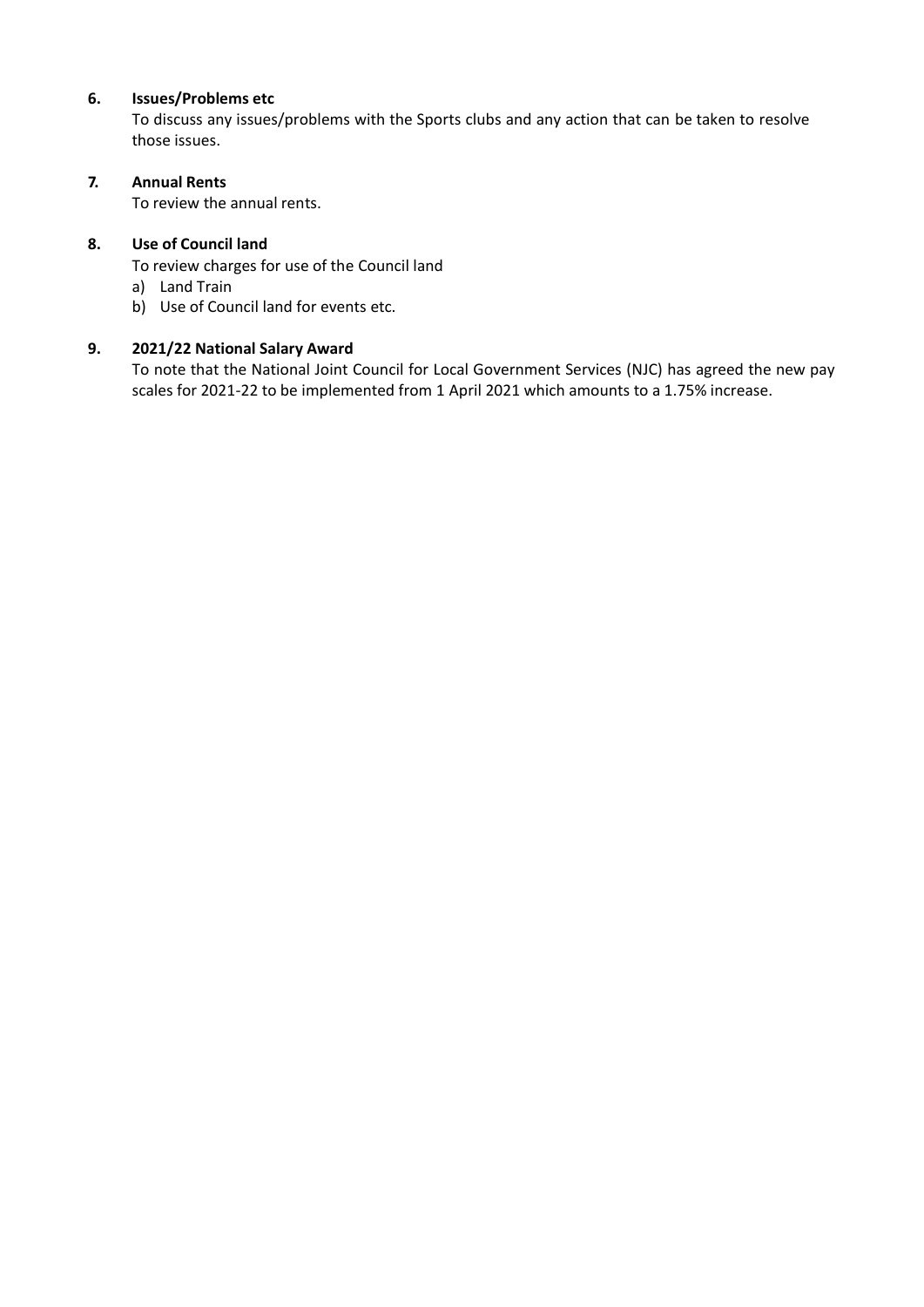**6. Issues/Problems etc**

To discuss any issues/problems with the Sports clubs and any action that can be taken to resolve those issues.

**7. Annual Rents**

To review the annual rents.

**8. Use of Council land**

To review charges for use of the Council land

a) Land Train
b) Use of Council land for events etc.

**9. 2021/22 National Salary Award**

To note that the National Joint Council for Local Government Services (NJC) has agreed the new pay scales for 2021-22 to be implemented from 1 April 2021 which amounts to a 1.75% increase.